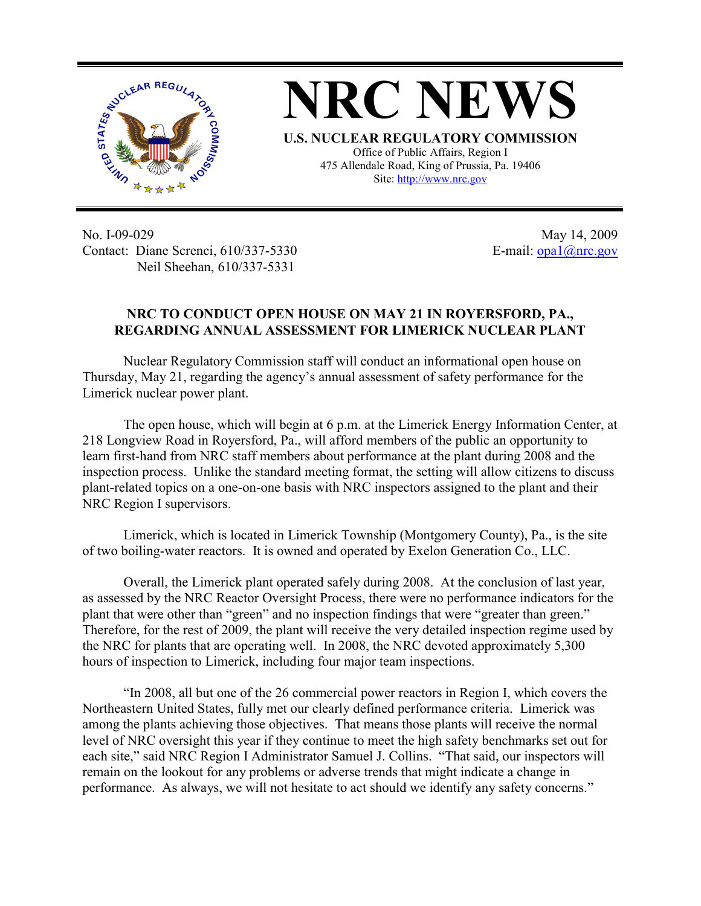# NRC NEWS

**U.S. NUCLEAR REGULATORY COMMISSION**

Office of Public Affairs, Region I
475 Allendale Road, King of Prussia, Pa. 19406
Site: http://www.nrc.gov

No. I-09-029
Contact: Diane Screnci, 610/337-5330
Neil Sheehan, 610/337-5331

May 14, 2009
E-mail: opa1@nrc.gov

## NRC TO CONDUCT OPEN HOUSE ON MAY 21 IN ROYERSFORD, PA., REGARDING ANNUAL ASSESSMENT FOR LIMERICK NUCLEAR PLANT

Nuclear Regulatory Commission staff will conduct an informational open house on Thursday, May 21, regarding the agency's annual assessment of safety performance for the Limerick nuclear power plant.

The open house, which will begin at 6 p.m. at the Limerick Energy Information Center, at 218 Longview Road in Royersford, Pa., will afford members of the public an opportunity to learn first-hand from NRC staff members about performance at the plant during 2008 and the inspection process. Unlike the standard meeting format, the setting will allow citizens to discuss plant-related topics on a one-on-one basis with NRC inspectors assigned to the plant and their NRC Region I supervisors.

Limerick, which is located in Limerick Township (Montgomery County), Pa., is the site of two boiling-water reactors. It is owned and operated by Exelon Generation Co., LLC.

Overall, the Limerick plant operated safely during 2008. At the conclusion of last year, as assessed by the NRC Reactor Oversight Process, there were no performance indicators for the plant that were other than "green" and no inspection findings that were "greater than green." Therefore, for the rest of 2009, the plant will receive the very detailed inspection regime used by the NRC for plants that are operating well. In 2008, the NRC devoted approximately 5,300 hours of inspection to Limerick, including four major team inspections.

"In 2008, all but one of the 26 commercial power reactors in Region I, which covers the Northeastern United States, fully met our clearly defined performance criteria. Limerick was among the plants achieving those objectives. That means those plants will receive the normal level of NRC oversight this year if they continue to meet the high safety benchmarks set out for each site," said NRC Region I Administrator Samuel J. Collins. "That said, our inspectors will remain on the lookout for any problems or adverse trends that might indicate a change in performance. As always, we will not hesitate to act should we identify any safety concerns."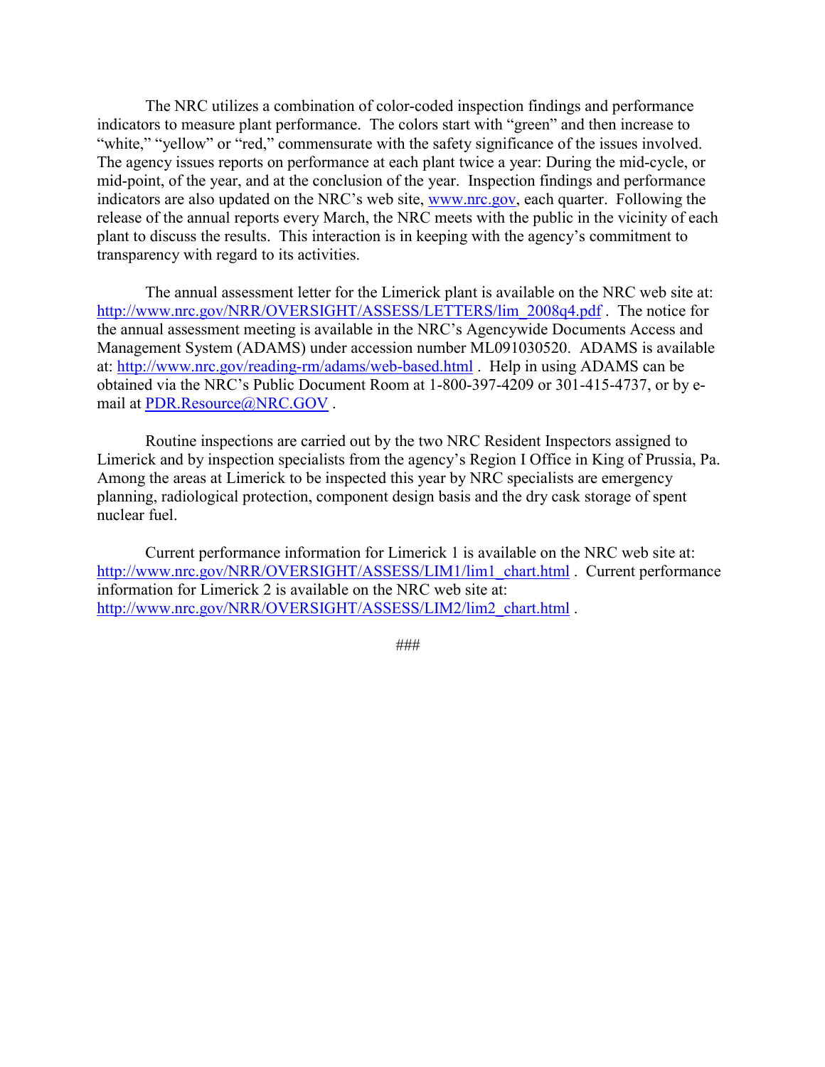The NRC utilizes a combination of color-coded inspection findings and performance indicators to measure plant performance. The colors start with “green” and then increase to “white,” “yellow” or “red,” commensurate with the safety significance of the issues involved. The agency issues reports on performance at each plant twice a year: During the mid-cycle, or mid-point, of the year, and at the conclusion of the year. Inspection findings and performance indicators are also updated on the NRC’s web site, www.nrc.gov, each quarter. Following the release of the annual reports every March, the NRC meets with the public in the vicinity of each plant to discuss the results. This interaction is in keeping with the agency’s commitment to transparency with regard to its activities.

The annual assessment letter for the Limerick plant is available on the NRC web site at: http://www.nrc.gov/NRR/OVERSIGHT/ASSESS/LETTERS/lim_2008q4.pdf . The notice for the annual assessment meeting is available in the NRC’s Agencywide Documents Access and Management System (ADAMS) under accession number ML091030520. ADAMS is available at: http://www.nrc.gov/reading-rm/adams/web-based.html . Help in using ADAMS can be obtained via the NRC’s Public Document Room at 1-800-397-4209 or 301-415-4737, or by e-mail at PDR.Resource@NRC.GOV .

Routine inspections are carried out by the two NRC Resident Inspectors assigned to Limerick and by inspection specialists from the agency’s Region I Office in King of Prussia, Pa. Among the areas at Limerick to be inspected this year by NRC specialists are emergency planning, radiological protection, component design basis and the dry cask storage of spent nuclear fuel.

Current performance information for Limerick 1 is available on the NRC web site at: http://www.nrc.gov/NRR/OVERSIGHT/ASSESS/LIM1/lim1_chart.html . Current performance information for Limerick 2 is available on the NRC web site at: http://www.nrc.gov/NRR/OVERSIGHT/ASSESS/LIM2/lim2_chart.html .

###